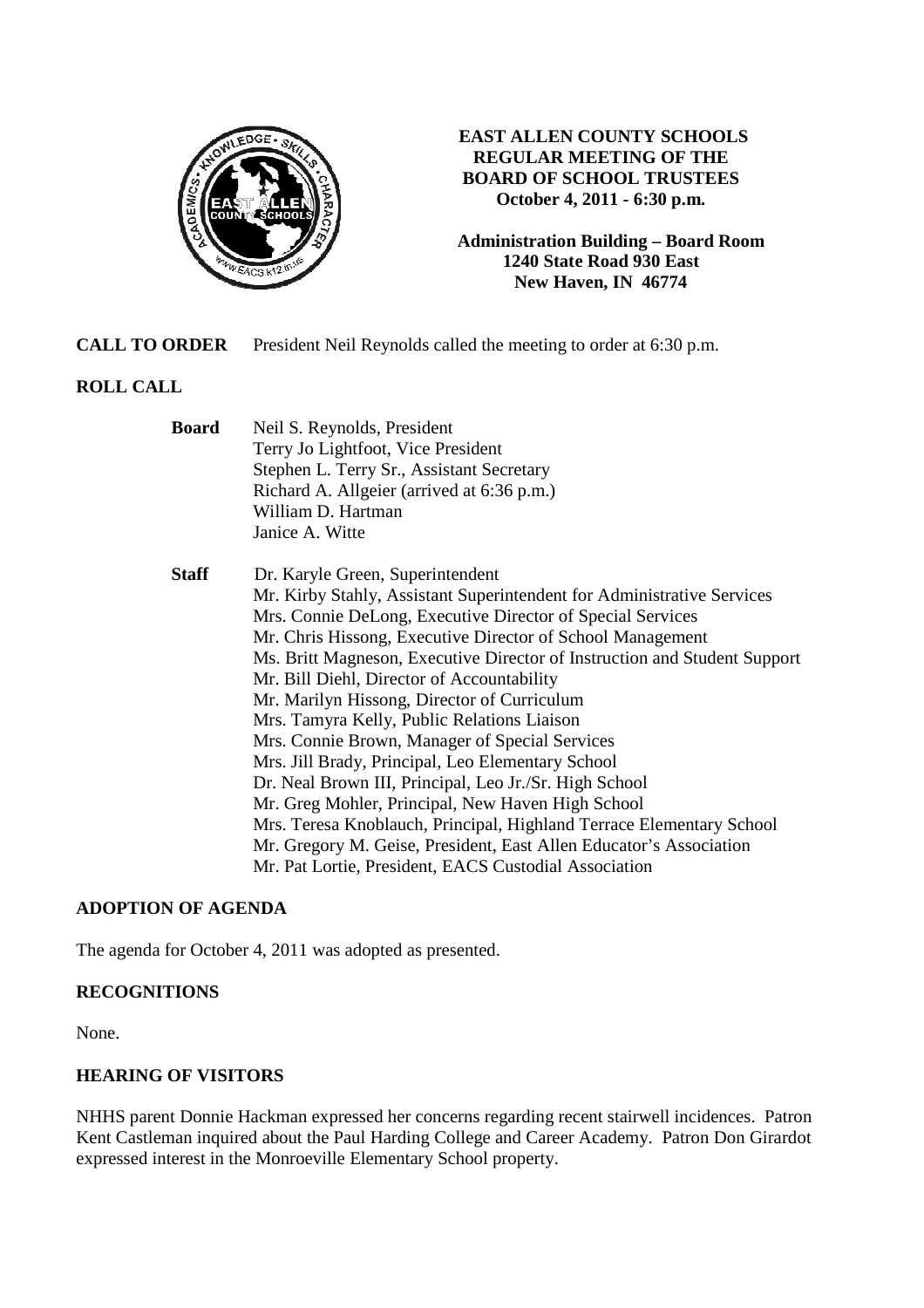**EAST ALLEN COUNTY SCHOOLS**
**REGULAR MEETING OF THE**
**BOARD OF SCHOOL TRUSTEES**
**October 4, 2011 - 6:30 p.m.**

**Administration Building – Board Room**
**1240 State Road 930 East**
**New Haven, IN 46774**

**CALL TO ORDER** President Neil Reynolds called the meeting to order at 6:30 p.m.

**ROLL CALL**

**Board**
Neil S. Reynolds, President
Terry Jo Lightfoot, Vice President
Stephen L. Terry Sr., Assistant Secretary
Richard A. Allgeier (arrived at 6:36 p.m.)
William D. Hartman
Janice A. Witte

**Staff**
Dr. Karyle Green, Superintendent
Mr. Kirby Stahly, Assistant Superintendent for Administrative Services
Mrs. Connie DeLong, Executive Director of Special Services
Mr. Chris Hissong, Executive Director of School Management
Ms. Britt Magneson, Executive Director of Instruction and Student Support
Mr. Bill Diehl, Director of Accountability
Mr. Marilyn Hissong, Director of Curriculum
Mrs. Tamyra Kelly, Public Relations Liaison
Mrs. Connie Brown, Manager of Special Services
Mrs. Jill Brady, Principal, Leo Elementary School
Dr. Neal Brown III, Principal, Leo Jr./Sr. High School
Mr. Greg Mohler, Principal, New Haven High School
Mrs. Teresa Knoblauch, Principal, Highland Terrace Elementary School
Mr. Gregory M. Geise, President, East Allen Educator's Association
Mr. Pat Lortie, President, EACS Custodial Association

**ADOPTION OF AGENDA**

The agenda for October 4, 2011 was adopted as presented.

**RECOGNITIONS**

None.

**HEARING OF VISITORS**

NHHS parent Donnie Hackman expressed her concerns regarding recent stairwell incidences. Patron Kent Castleman inquired about the Paul Harding College and Career Academy. Patron Don Girardot expressed interest in the Monroeville Elementary School property.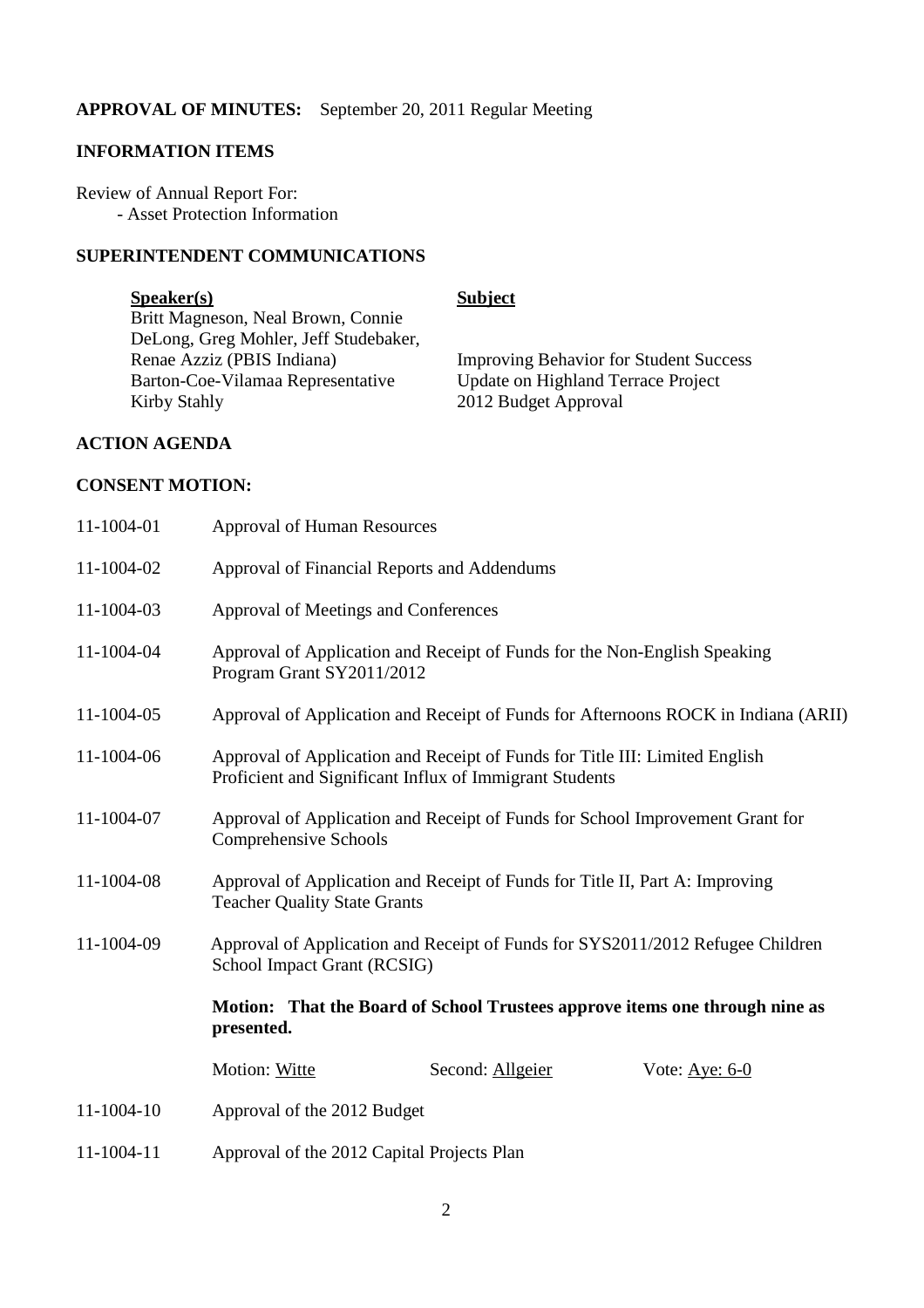**APPROVAL OF MINUTES:** September 20, 2011 Regular Meeting

**INFORMATION ITEMS**

Review of Annual Report For:
- Asset Protection Information

**SUPERINTENDENT COMMUNICATIONS**

| **Speaker(s)** | **Subject** |
|---|---|
| Britt Magneson, Neal Brown, Connie DeLong, Greg Mohler, Jeff Studebaker, Renae Azziz (PBIS Indiana) | Improving Behavior for Student Success |
| Barton-Coe-Vilamaa Representative | Update on Highland Terrace Project |
| Kirby Stahly | 2012 Budget Approval |

**ACTION AGENDA**

**CONSENT MOTION:**

11-1004-01 Approval of Human Resources

11-1004-02 Approval of Financial Reports and Addendums

11-1004-03 Approval of Meetings and Conferences

11-1004-04 Approval of Application and Receipt of Funds for the Non-English Speaking Program Grant SY2011/2012

11-1004-05 Approval of Application and Receipt of Funds for Afternoons ROCK in Indiana (ARII)

11-1004-06 Approval of Application and Receipt of Funds for Title III: Limited English Proficient and Significant Influx of Immigrant Students

11-1004-07 Approval of Application and Receipt of Funds for School Improvement Grant for Comprehensive Schools

11-1004-08 Approval of Application and Receipt of Funds for Title II, Part A: Improving Teacher Quality State Grants

11-1004-09 Approval of Application and Receipt of Funds for SYS2011/2012 Refugee Children School Impact Grant (RCSIG)

**Motion: That the Board of School Trustees approve items one through nine as presented.**

Motion: Witte  Second: Allgeier  Vote: Aye: 6-0

11-1004-10 Approval of the 2012 Budget

11-1004-11 Approval of the 2012 Capital Projects Plan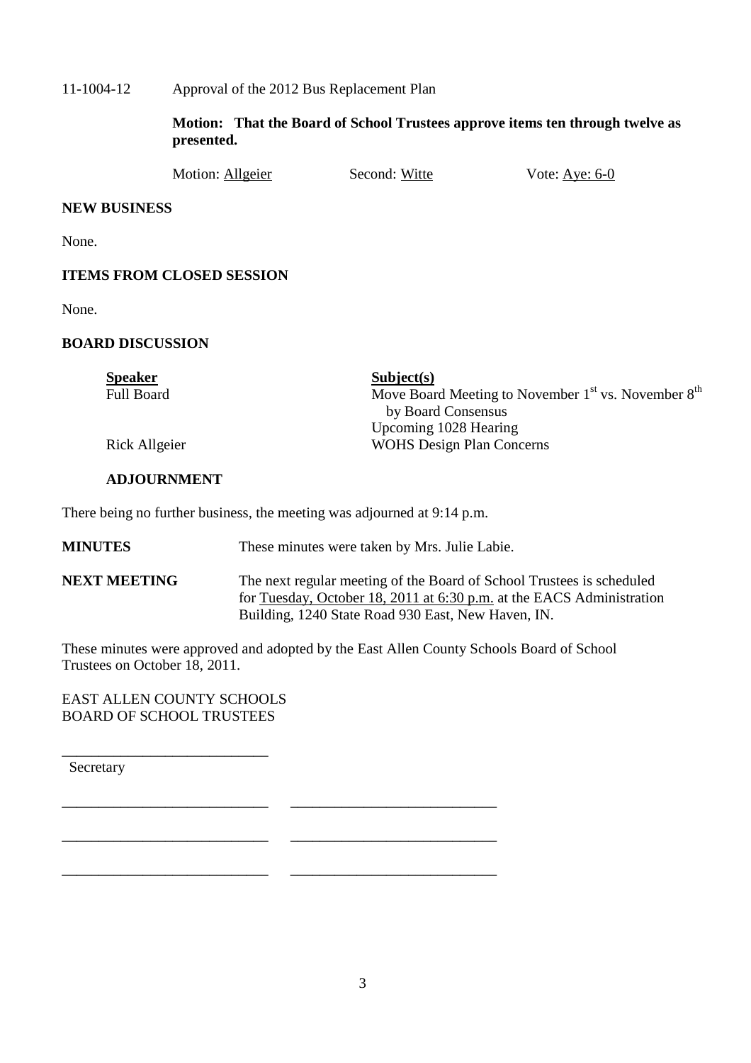11-1004-12 Approval of the 2012 Bus Replacement Plan

**Motion: That the Board of School Trustees approve items ten through twelve as presented.**

Motion: Allgeier Second: Witte Vote: Aye: 6-0

## NEW BUSINESS

None.

## ITEMS FROM CLOSED SESSION

None.

## BOARD DISCUSSION

| **Speaker** | **Subject(s)** |
|---|---|
| Full Board | Move Board Meeting to November 1st vs. November 8th by Board Consensus |
| | Upcoming 1028 Hearing |
| Rick Allgeier | WOHS Design Plan Concerns |

## ADJOURNMENT

There being no further business, the meeting was adjourned at 9:14 p.m.

**MINUTES** These minutes were taken by Mrs. Julie Labie.

**NEXT MEETING** The next regular meeting of the Board of School Trustees is scheduled for Tuesday, October 18, 2011 at 6:30 p.m. at the EACS Administration Building, 1240 State Road 930 East, New Haven, IN.

These minutes were approved and adopted by the East Allen County Schools Board of School Trustees on October 18, 2011.

EAST ALLEN COUNTY SCHOOLS
BOARD OF SCHOOL TRUSTEES

____________________________
Secretary

____________________________ ____________________________

____________________________ ____________________________

____________________________ ____________________________